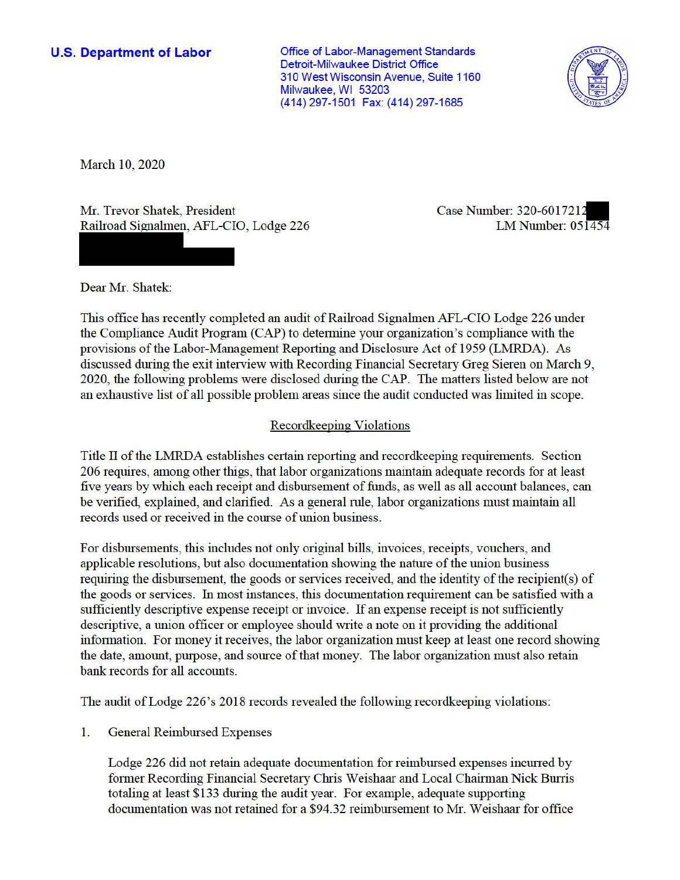**U.S. Department of Labor**

Office of Labor-Management Standards
Detroit-Milwaukee District Office
310 West Wisconsin Avenue, Suite 1160
Milwaukee, WI 53203
(414) 297-1501 Fax: (414) 297-1685

March 10, 2020

Mr. Trevor Shatek, President
Railroad Signalmen, AFL-CIO, Lodge 226

Case Number: 320-6017212
LM Number: 051454

Dear Mr. Shatek:

This office has recently completed an audit of Railroad Signalmen AFL-CIO Lodge 226 under the Compliance Audit Program (CAP) to determine your organization's compliance with the provisions of the Labor-Management Reporting and Disclosure Act of 1959 (LMRDA). As discussed during the exit interview with Recording Financial Secretary Greg Sieren on March 9, 2020, the following problems were disclosed during the CAP. The matters listed below are not an exhaustive list of all possible problem areas since the audit conducted was limited in scope.

## Recordkeeping Violations

Title II of the LMRDA establishes certain reporting and recordkeeping requirements. Section 206 requires, among other things, that labor organizations maintain adequate records for at least five years by which each receipt and disbursement of funds, as well as all account balances, can be verified, explained, and clarified. As a general rule, labor organizations must maintain all records used or received in the course of union business.

For disbursements, this includes not only original bills, invoices, receipts, vouchers, and applicable resolutions, but also documentation showing the nature of the union business requiring the disbursement, the goods or services received, and the identity of the recipient(s) of the goods or services. In most instances, this documentation requirement can be satisfied with a sufficiently descriptive expense receipt or invoice. If an expense receipt is not sufficiently descriptive, a union officer or employee should write a note on it providing the additional information. For money it receives, the labor organization must keep at least one record showing the date, amount, purpose, and source of that money. The labor organization must also retain bank records for all accounts.

The audit of Lodge 226's 2018 records revealed the following recordkeeping violations:

1. General Reimbursed Expenses

   Lodge 226 did not retain adequate documentation for reimbursed expenses incurred by former Recording Financial Secretary Chris Weishaar and Local Chairman Nick Burris totaling at least $133 during the audit year. For example, adequate supporting documentation was not retained for a $94.32 reimbursement to Mr. Weishaar for office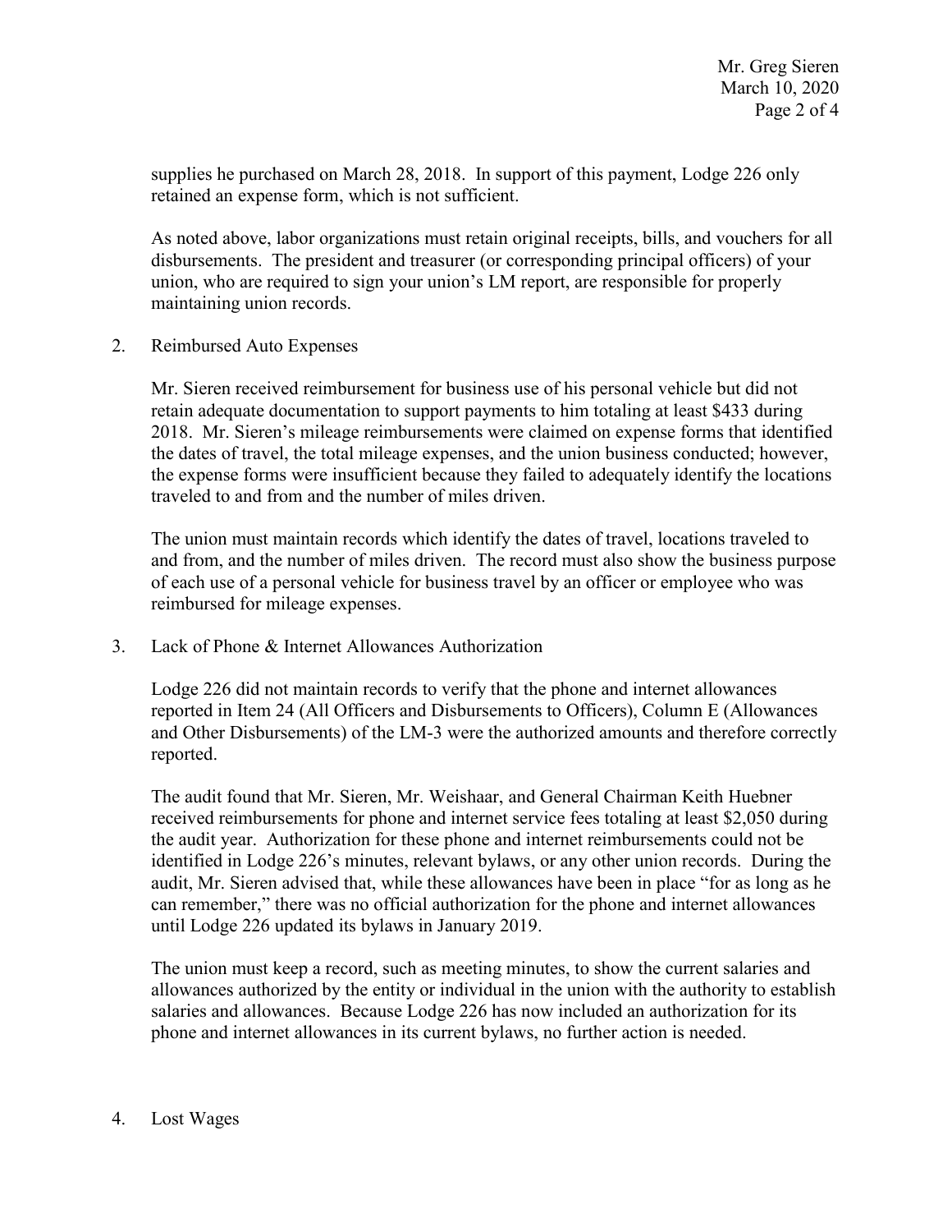supplies he purchased on March 28, 2018. In support of this payment, Lodge 226 only retained an expense form, which is not sufficient.

As noted above, labor organizations must retain original receipts, bills, and vouchers for all disbursements. The president and treasurer (or corresponding principal officers) of your union, who are required to sign your union's LM report, are responsible for properly maintaining union records.

2. Reimbursed Auto Expenses

   Mr. Sieren received reimbursement for business use of his personal vehicle but did not retain adequate documentation to support payments to him totaling at least $433 during 2018. Mr. Sieren's mileage reimbursements were claimed on expense forms that identified the dates of travel, the total mileage expenses, and the union business conducted; however, the expense forms were insufficient because they failed to adequately identify the locations traveled to and from and the number of miles driven.

   The union must maintain records which identify the dates of travel, locations traveled to and from, and the number of miles driven. The record must also show the business purpose of each use of a personal vehicle for business travel by an officer or employee who was reimbursed for mileage expenses.

3. Lack of Phone & Internet Allowances Authorization

   Lodge 226 did not maintain records to verify that the phone and internet allowances reported in Item 24 (All Officers and Disbursements to Officers), Column E (Allowances and Other Disbursements) of the LM-3 were the authorized amounts and therefore correctly reported.

   The audit found that Mr. Sieren, Mr. Weishaar, and General Chairman Keith Huebner received reimbursements for phone and internet service fees totaling at least $2,050 during the audit year. Authorization for these phone and internet reimbursements could not be identified in Lodge 226's minutes, relevant bylaws, or any other union records. During the audit, Mr. Sieren advised that, while these allowances have been in place "for as long as he can remember," there was no official authorization for the phone and internet allowances until Lodge 226 updated its bylaws in January 2019.

   The union must keep a record, such as meeting minutes, to show the current salaries and allowances authorized by the entity or individual in the union with the authority to establish salaries and allowances. Because Lodge 226 has now included an authorization for its phone and internet allowances in its current bylaws, no further action is needed.

4. Lost Wages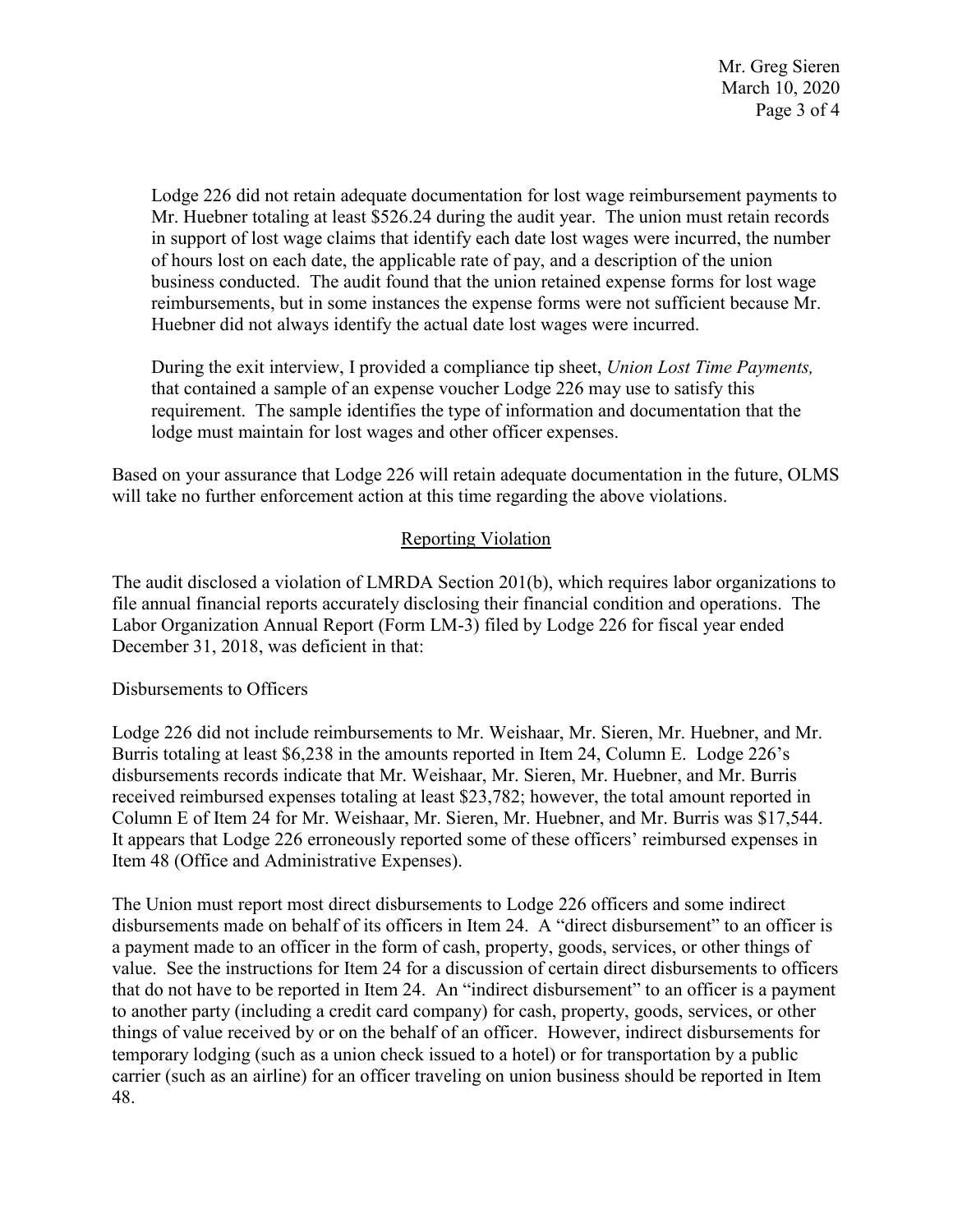Lodge 226 did not retain adequate documentation for lost wage reimbursement payments to Mr. Huebner totaling at least $526.24 during the audit year. The union must retain records in support of lost wage claims that identify each date lost wages were incurred, the number of hours lost on each date, the applicable rate of pay, and a description of the union business conducted. The audit found that the union retained expense forms for lost wage reimbursements, but in some instances the expense forms were not sufficient because Mr. Huebner did not always identify the actual date lost wages were incurred.

During the exit interview, I provided a compliance tip sheet, *Union Lost Time Payments,* that contained a sample of an expense voucher Lodge 226 may use to satisfy this requirement. The sample identifies the type of information and documentation that the lodge must maintain for lost wages and other officer expenses.

Based on your assurance that Lodge 226 will retain adequate documentation in the future, OLMS will take no further enforcement action at this time regarding the above violations.

## Reporting Violation

The audit disclosed a violation of LMRDA Section 201(b), which requires labor organizations to file annual financial reports accurately disclosing their financial condition and operations. The Labor Organization Annual Report (Form LM-3) filed by Lodge 226 for fiscal year ended December 31, 2018, was deficient in that:

### Disbursements to Officers

Lodge 226 did not include reimbursements to Mr. Weishaar, Mr. Sieren, Mr. Huebner, and Mr. Burris totaling at least $6,238 in the amounts reported in Item 24, Column E. Lodge 226's disbursements records indicate that Mr. Weishaar, Mr. Sieren, Mr. Huebner, and Mr. Burris received reimbursed expenses totaling at least $23,782; however, the total amount reported in Column E of Item 24 for Mr. Weishaar, Mr. Sieren, Mr. Huebner, and Mr. Burris was $17,544. It appears that Lodge 226 erroneously reported some of these officers' reimbursed expenses in Item 48 (Office and Administrative Expenses).

The Union must report most direct disbursements to Lodge 226 officers and some indirect disbursements made on behalf of its officers in Item 24. A "direct disbursement" to an officer is a payment made to an officer in the form of cash, property, goods, services, or other things of value. See the instructions for Item 24 for a discussion of certain direct disbursements to officers that do not have to be reported in Item 24. An "indirect disbursement" to an officer is a payment to another party (including a credit card company) for cash, property, goods, services, or other things of value received by or on the behalf of an officer. However, indirect disbursements for temporary lodging (such as a union check issued to a hotel) or for transportation by a public carrier (such as an airline) for an officer traveling on union business should be reported in Item 48.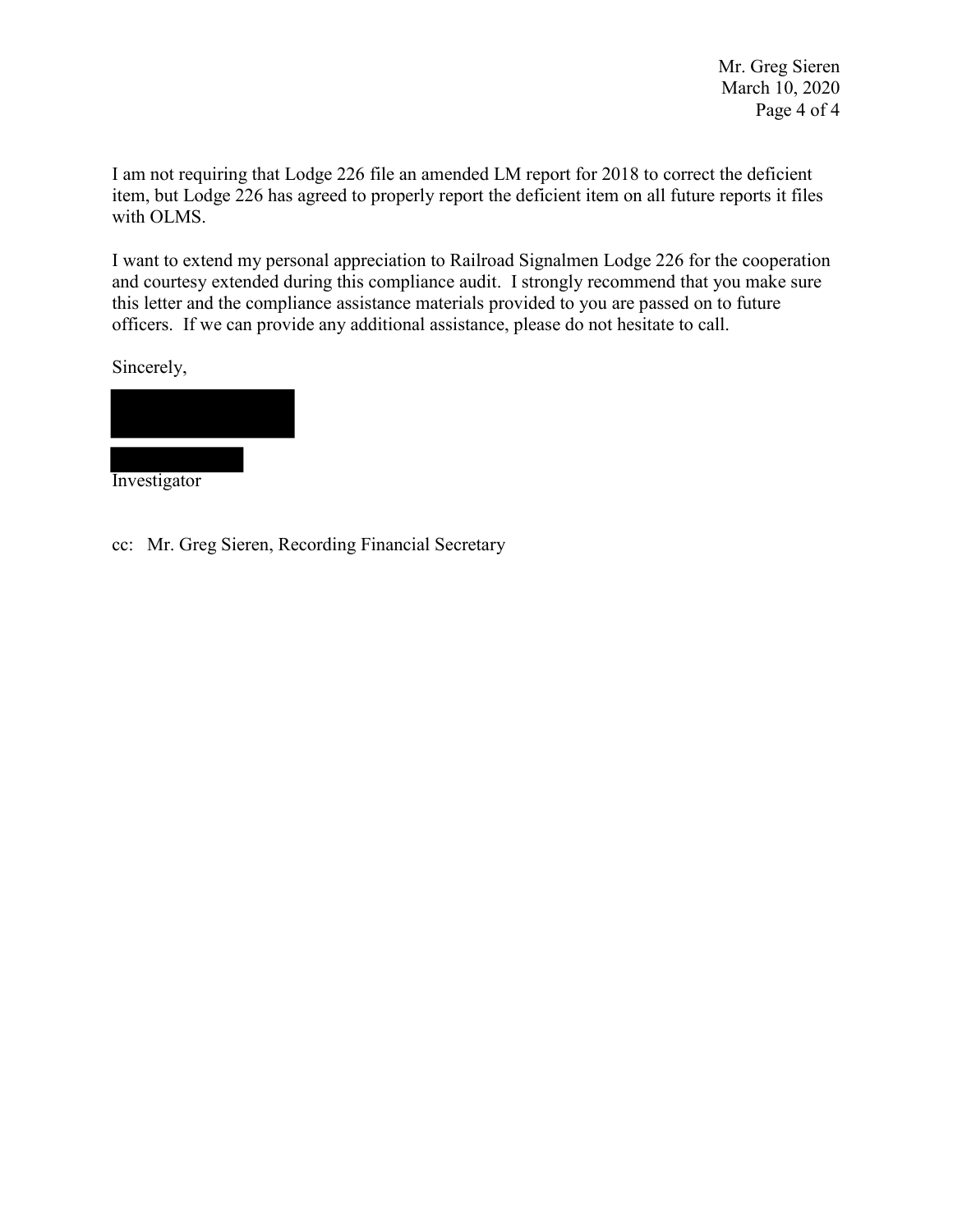I am not requiring that Lodge 226 file an amended LM report for 2018 to correct the deficient item, but Lodge 226 has agreed to properly report the deficient item on all future reports it files with OLMS.

I want to extend my personal appreciation to Railroad Signalmen Lodge 226 for the cooperation and courtesy extended during this compliance audit. I strongly recommend that you make sure this letter and the compliance assistance materials provided to you are passed on to future officers. If we can provide any additional assistance, please do not hesitate to call.

Sincerely,

Investigator

cc: Mr. Greg Sieren, Recording Financial Secretary